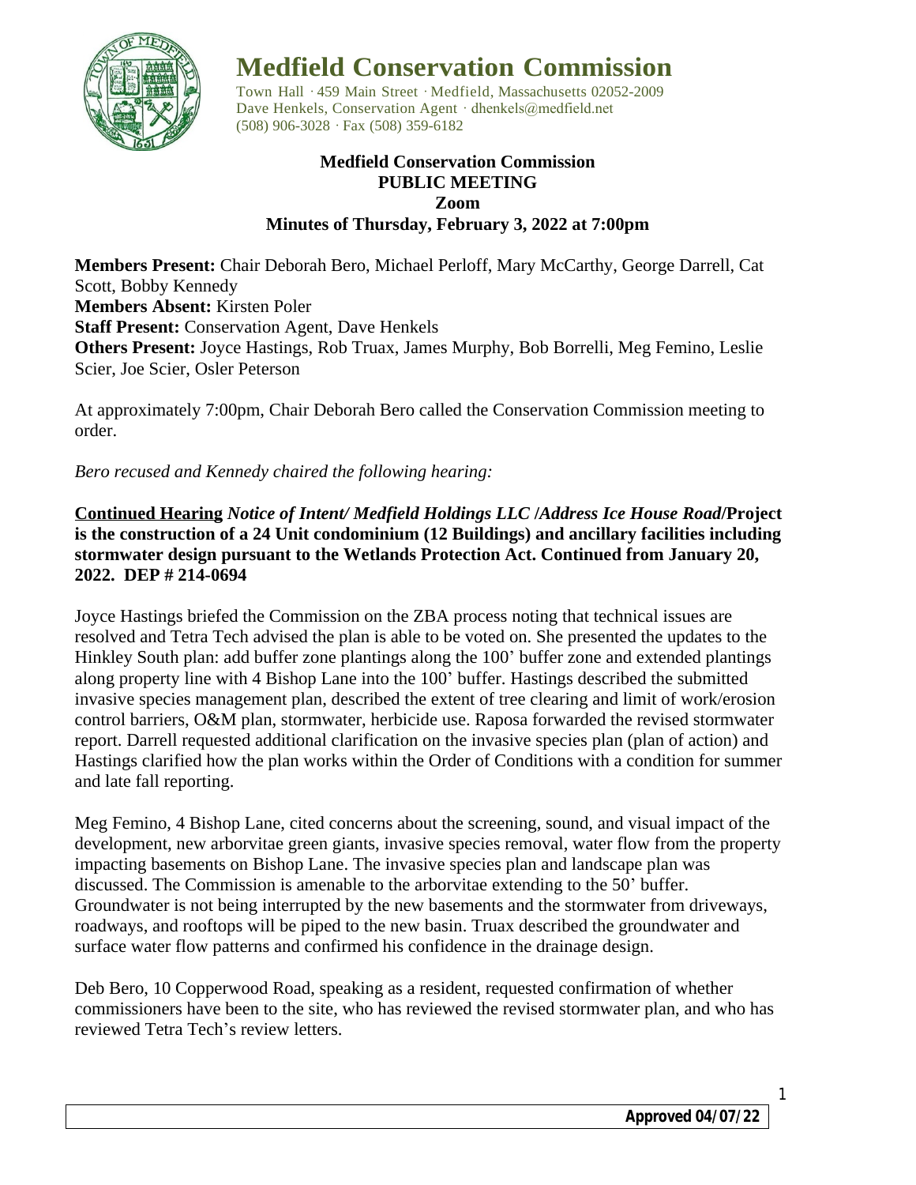# Medfield Conservation Commission

Town Hall · 459 Main Street · Medfield, Massachusetts 02052-2009
Dave Henkels, Conservation Agent · dhenkels@medfield.net
(508) 906-3028 · Fax (508) 359-6182

**Medfield Conservation Commission**
**PUBLIC MEETING**
**Zoom**
**Minutes of Thursday, February 3, 2022 at 7:00pm**

**Members Present:** Chair Deborah Bero, Michael Perloff, Mary McCarthy, George Darrell, Cat Scott, Bobby Kennedy
**Members Absent:** Kirsten Poler
**Staff Present:** Conservation Agent, Dave Henkels
**Others Present:** Joyce Hastings, Rob Truax, James Murphy, Bob Borrelli, Meg Femino, Leslie Scier, Joe Scier, Osler Peterson

At approximately 7:00pm, Chair Deborah Bero called the Conservation Commission meeting to order.

*Bero recused and Kennedy chaired the following hearing:*

**Continued Hearing** ***Notice of Intent/ Medfield Holdings LLC /Address Ice House Road*****/Project is the construction of a 24 Unit condominium (12 Buildings) and ancillary facilities including stormwater design pursuant to the Wetlands Protection Act. Continued from January 20, 2022. DEP # 214-0694**

Joyce Hastings briefed the Commission on the ZBA process noting that technical issues are resolved and Tetra Tech advised the plan is able to be voted on. She presented the updates to the Hinkley South plan: add buffer zone plantings along the 100' buffer zone and extended plantings along property line with 4 Bishop Lane into the 100' buffer. Hastings described the submitted invasive species management plan, described the extent of tree clearing and limit of work/erosion control barriers, O&M plan, stormwater, herbicide use. Raposa forwarded the revised stormwater report. Darrell requested additional clarification on the invasive species plan (plan of action) and Hastings clarified how the plan works within the Order of Conditions with a condition for summer and late fall reporting.

Meg Femino, 4 Bishop Lane, cited concerns about the screening, sound, and visual impact of the development, new arborvitae green giants, invasive species removal, water flow from the property impacting basements on Bishop Lane. The invasive species plan and landscape plan was discussed. The Commission is amenable to the arborvitae extending to the 50' buffer. Groundwater is not being interrupted by the new basements and the stormwater from driveways, roadways, and rooftops will be piped to the new basin. Truax described the groundwater and surface water flow patterns and confirmed his confidence in the drainage design.

Deb Bero, 10 Copperwood Road, speaking as a resident, requested confirmation of whether commissioners have been to the site, who has reviewed the revised stormwater plan, and who has reviewed Tetra Tech's review letters.

**Approved 04/07/22**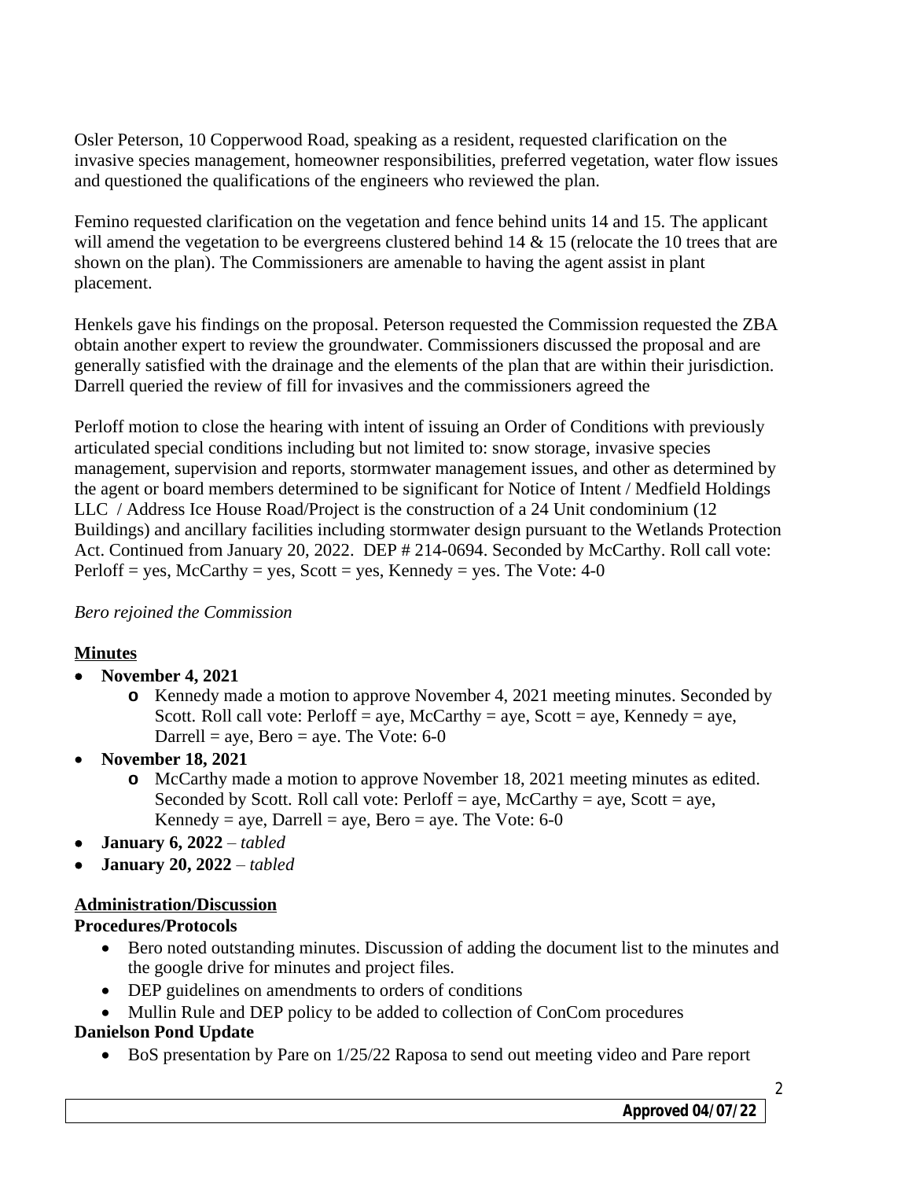Osler Peterson, 10 Copperwood Road, speaking as a resident, requested clarification on the invasive species management, homeowner responsibilities, preferred vegetation, water flow issues and questioned the qualifications of the engineers who reviewed the plan.

Femino requested clarification on the vegetation and fence behind units 14 and 15. The applicant will amend the vegetation to be evergreens clustered behind 14 & 15 (relocate the 10 trees that are shown on the plan). The Commissioners are amenable to having the agent assist in plant placement.

Henkels gave his findings on the proposal. Peterson requested the Commission requested the ZBA obtain another expert to review the groundwater. Commissioners discussed the proposal and are generally satisfied with the drainage and the elements of the plan that are within their jurisdiction. Darrell queried the review of fill for invasives and the commissioners agreed the

Perloff motion to close the hearing with intent of issuing an Order of Conditions with previously articulated special conditions including but not limited to: snow storage, invasive species management, supervision and reports, stormwater management issues, and other as determined by the agent or board members determined to be significant for Notice of Intent / Medfield Holdings LLC / Address Ice House Road/Project is the construction of a 24 Unit condominium (12 Buildings) and ancillary facilities including stormwater design pursuant to the Wetlands Protection Act. Continued from January 20, 2022. DEP # 214-0694. Seconded by McCarthy. Roll call vote: Perloff = yes, McCarthy = yes, Scott = yes, Kennedy = yes. The Vote: 4-0

*Bero rejoined the Commission*

## Minutes

- **November 4, 2021**
  - Kennedy made a motion to approve November 4, 2021 meeting minutes. Seconded by Scott. Roll call vote: Perloff = aye, McCarthy = aye, Scott = aye, Kennedy = aye, Darrell = aye, Bero = aye. The Vote: 6-0
- **November 18, 2021**
  - McCarthy made a motion to approve November 18, 2021 meeting minutes as edited. Seconded by Scott. Roll call vote: Perloff = aye, McCarthy = aye, Scott = aye, Kennedy = aye, Darrell = aye, Bero = aye. The Vote: 6-0
- **January 6, 2022** – *tabled*
- **January 20, 2022** – *tabled*

## Administration/Discussion

### Procedures/Protocols

- Bero noted outstanding minutes. Discussion of adding the document list to the minutes and the google drive for minutes and project files.
- DEP guidelines on amendments to orders of conditions
- Mullin Rule and DEP policy to be added to collection of ConCom procedures

### Danielson Pond Update

- BoS presentation by Pare on 1/25/22 Raposa to send out meeting video and Pare report

Approved 04/07/22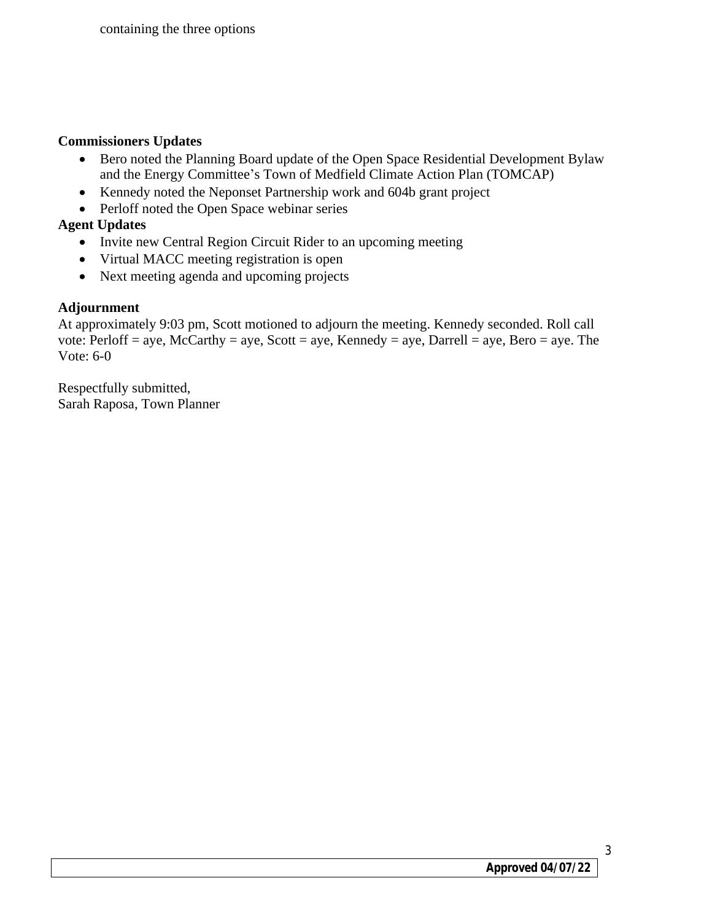containing the three options

**Commissioners Updates**

- Bero noted the Planning Board update of the Open Space Residential Development Bylaw and the Energy Committee's Town of Medfield Climate Action Plan (TOMCAP)
- Kennedy noted the Neponset Partnership work and 604b grant project
- Perloff noted the Open Space webinar series

**Agent Updates**

- Invite new Central Region Circuit Rider to an upcoming meeting
- Virtual MACC meeting registration is open
- Next meeting agenda and upcoming projects

**Adjournment**

At approximately 9:03 pm, Scott motioned to adjourn the meeting. Kennedy seconded. Roll call vote: Perloff = aye, McCarthy = aye, Scott = aye, Kennedy = aye, Darrell = aye, Bero = aye. The Vote: 6-0

Respectfully submitted,
Sarah Raposa, Town Planner

**Approved 04/07/22**